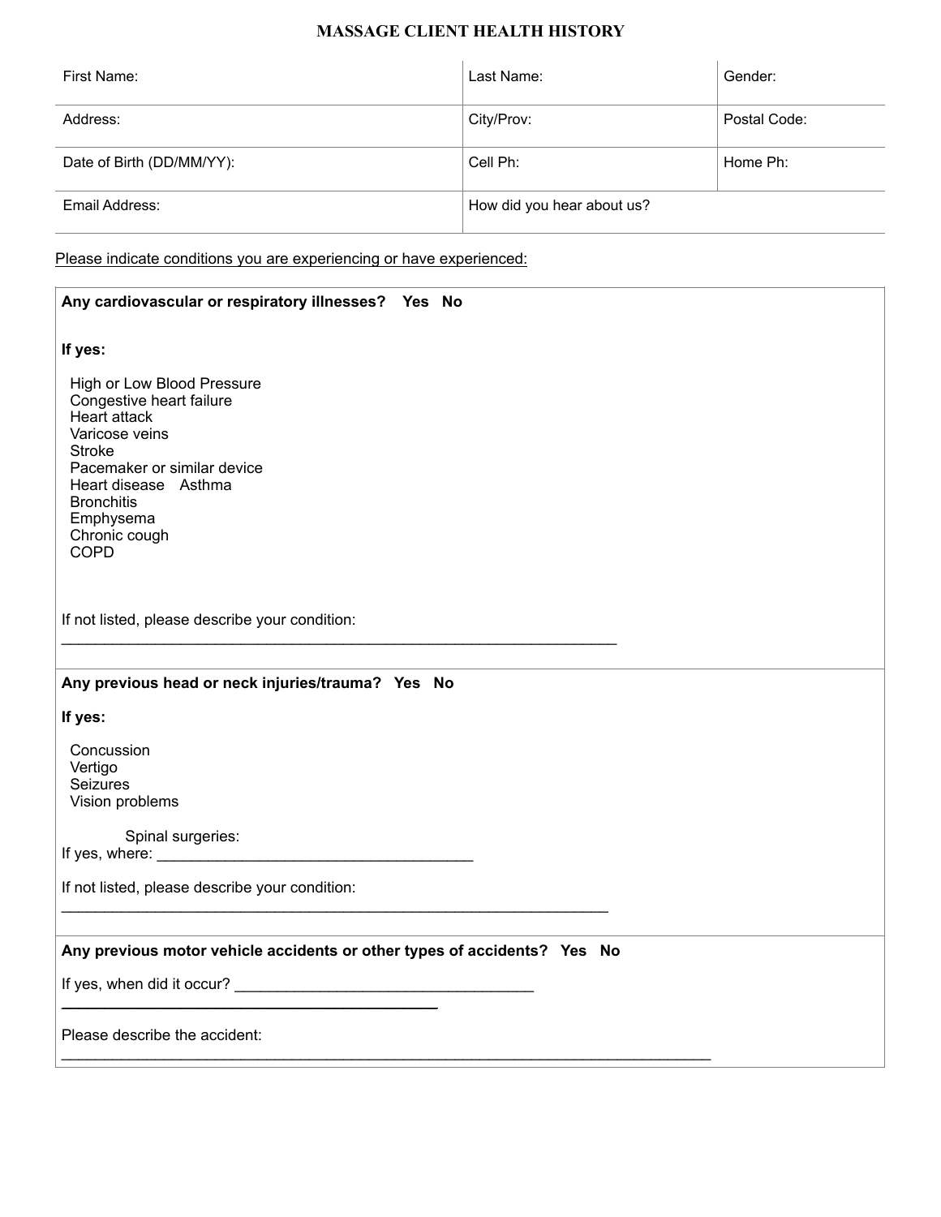# MASSAGE CLIENT HEALTH HISTORY

| First Name: | Last Name: | Gender: |
|---|---|---|
| Address: | City/Prov: | Postal Code: |
| Date of Birth (DD/MM/YY): | Cell Ph: | Home Ph: |
| Email Address: | How did you hear about us? | |

Please indicate conditions you are experiencing or have experienced:

**Any cardiovascular or respiratory illnesses? Yes No**

**If yes:**

High or Low Blood Pressure
Congestive heart failure
Heart attack
Varicose veins
Stroke
Pacemaker or similar device
Heart disease   Asthma
Bronchitis
Emphysema
Chronic cough
COPD

If not listed, please describe your condition:
_________________________________________________________________

**Any previous head or neck injuries/trauma? Yes No**

**If yes:**

Concussion
Vertigo
Seizures
Vision problems

Spinal surgeries:
If yes, where: _____________________________________

If not listed, please describe your condition:
_________________________________________________________________

**Any previous motor vehicle accidents or other types of accidents? Yes No**

If yes, when did it occur? __________________________________
____________________________________________

Please describe the accident:
_____________________________________________________________________________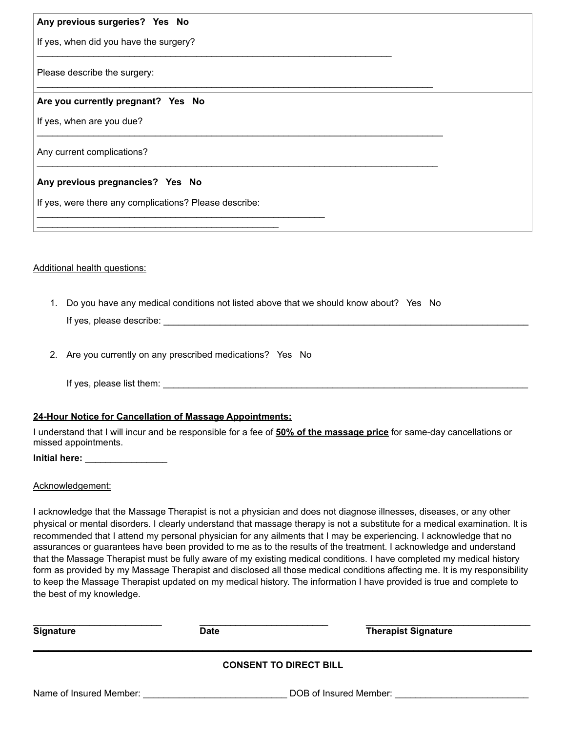**Any previous surgeries?   Yes   No**

If yes, when did you have the surgery?

______________________________________________________________________

Please describe the surgery:

______________________________________________________________________________

**Are you currently pregnant?   Yes   No**

If yes, when are you due?

________________________________________________________________________________

Any current complications?

_______________________________________________________________________________

**Any previous pregnancies?   Yes   No**

If yes, were there any complications? Please describe:

________________________________________________________

_______________________________________________

Additional health questions:

1. Do you have any medical conditions not listed above that we should know about?   Yes   No

   If yes, please describe: ________________________________________________________________________

2. Are you currently on any prescribed medications?   Yes   No

   If yes, please list them: ________________________________________________________________________

**24-Hour Notice for Cancellation of Massage Appointments:**

I understand that I will incur and be responsible for a fee of **50% of the massage price** for same-day cancellations or missed appointments.

**Initial here:** _______________

Acknowledgement:

I acknowledge that the Massage Therapist is not a physician and does not diagnose illnesses, diseases, or any other physical or mental disorders. I clearly understand that massage therapy is not a substitute for a medical examination. It is recommended that I attend my personal physician for any ailments that I may be experiencing. I acknowledge that no assurances or guarantees have been provided to me as to the results of the treatment. I acknowledge and understand that the Massage Therapist must be fully aware of my existing medical conditions. I have completed my medical history form as provided by my Massage Therapist and disclosed all those medical conditions affecting me. It is my responsibility to keep the Massage Therapist updated on my medical history. The information I have provided is true and complete to the best of my knowledge.

_________________________ _________________________ ________________________________

**Signature** **Date** **Therapist Signature**

---

**CONSENT TO DIRECT BILL**

Name of Insured Member: ____________________________ DOB of Insured Member: __________________________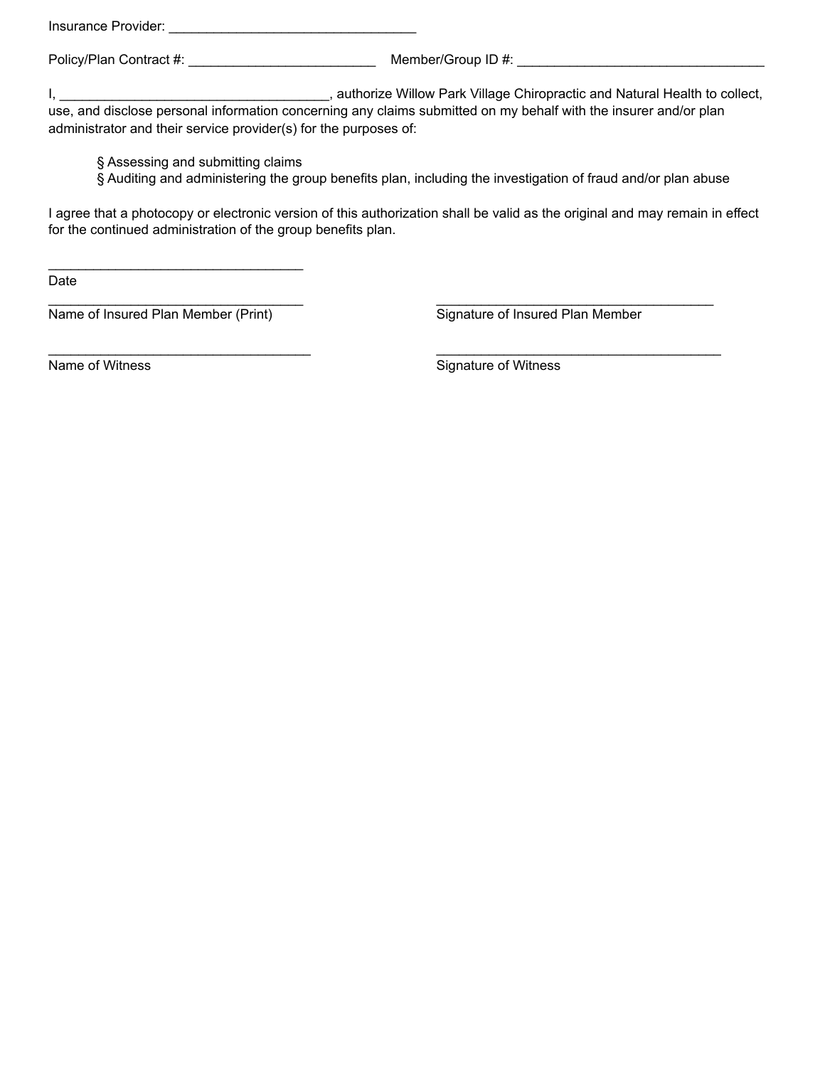Insurance Provider: ________________________________

Policy/Plan Contract #: ________________________ Member/Group ID #: ________________________________

I, ___________________________________, authorize Willow Park Village Chiropractic and Natural Health to collect, use, and disclose personal information concerning any claims submitted on my behalf with the insurer and/or plan administrator and their service provider(s) for the purposes of:

§ Assessing and submitting claims
§ Auditing and administering the group benefits plan, including the investigation of fraud and/or plan abuse

I agree that a photocopy or electronic version of this authorization shall be valid as the original and may remain in effect for the continued administration of the group benefits plan.

_________________________________
Date

_________________________________ _____________________________________
Name of Insured Plan Member (Print) Signature of Insured Plan Member

__________________________________ ______________________________________
Name of Witness Signature of Witness